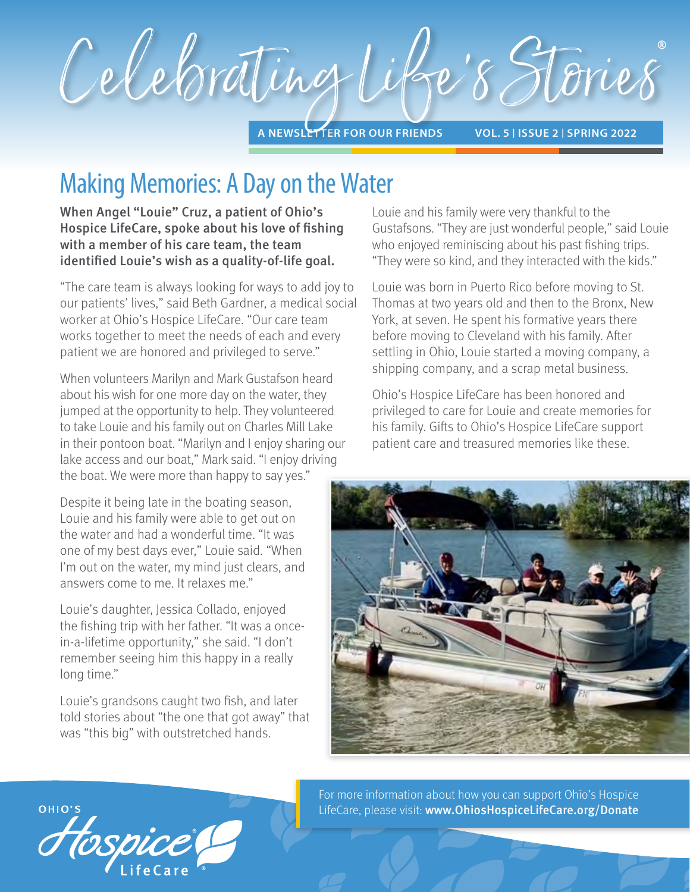# Celebrating Life's Stories®

A NEWSLETTER FOR OUR FRIENDS VOL. 5 | ISSUE 2 | SPRING 2022

## Making Memories: A Day on the Water

**When Angel "Louie" Cruz, a patient of Ohio's Hospice LifeCare, spoke about his love of fishing with a member of his care team, the team identified Louie's wish as a quality-of-life goal.**

"The care team is always looking for ways to add joy to our patients' lives," said Beth Gardner, a medical social worker at Ohio's Hospice LifeCare. "Our care team works together to meet the needs of each and every patient we are honored and privileged to serve."

When volunteers Marilyn and Mark Gustafson heard about his wish for one more day on the water, they jumped at the opportunity to help. They volunteered to take Louie and his family out on Charles Mill Lake in their pontoon boat. "Marilyn and I enjoy sharing our lake access and our boat," Mark said. "I enjoy driving the boat. We were more than happy to say yes."

Despite it being late in the boating season, Louie and his family were able to get out on the water and had a wonderful time. "It was one of my best days ever," Louie said. "When I'm out on the water, my mind just clears, and answers come to me. It relaxes me."

Louie's daughter, Jessica Collado, enjoyed the fishing trip with her father. "It was a once-in-a-lifetime opportunity," she said. "I don't remember seeing him this happy in a really long time."

Louie's grandsons caught two fish, and later told stories about "the one that got away" that was "this big" with outstretched hands.

Louie and his family were very thankful to the Gustafsons. "They are just wonderful people," said Louie who enjoyed reminiscing about his past fishing trips. "They were so kind, and they interacted with the kids."

Louie was born in Puerto Rico before moving to St. Thomas at two years old and then to the Bronx, New York, at seven. He spent his formative years there before moving to Cleveland with his family. After settling in Ohio, Louie started a moving company, a shipping company, and a scrap metal business.

Ohio's Hospice LifeCare has been honored and privileged to care for Louie and create memories for his family. Gifts to Ohio's Hospice LifeCare support patient care and treasured memories like these.

For more information about how you can support Ohio's Hospice LifeCare, please visit: **www.OhiosHospiceLifeCare.org/Donate**

OHIO'S Hospice® LifeCare®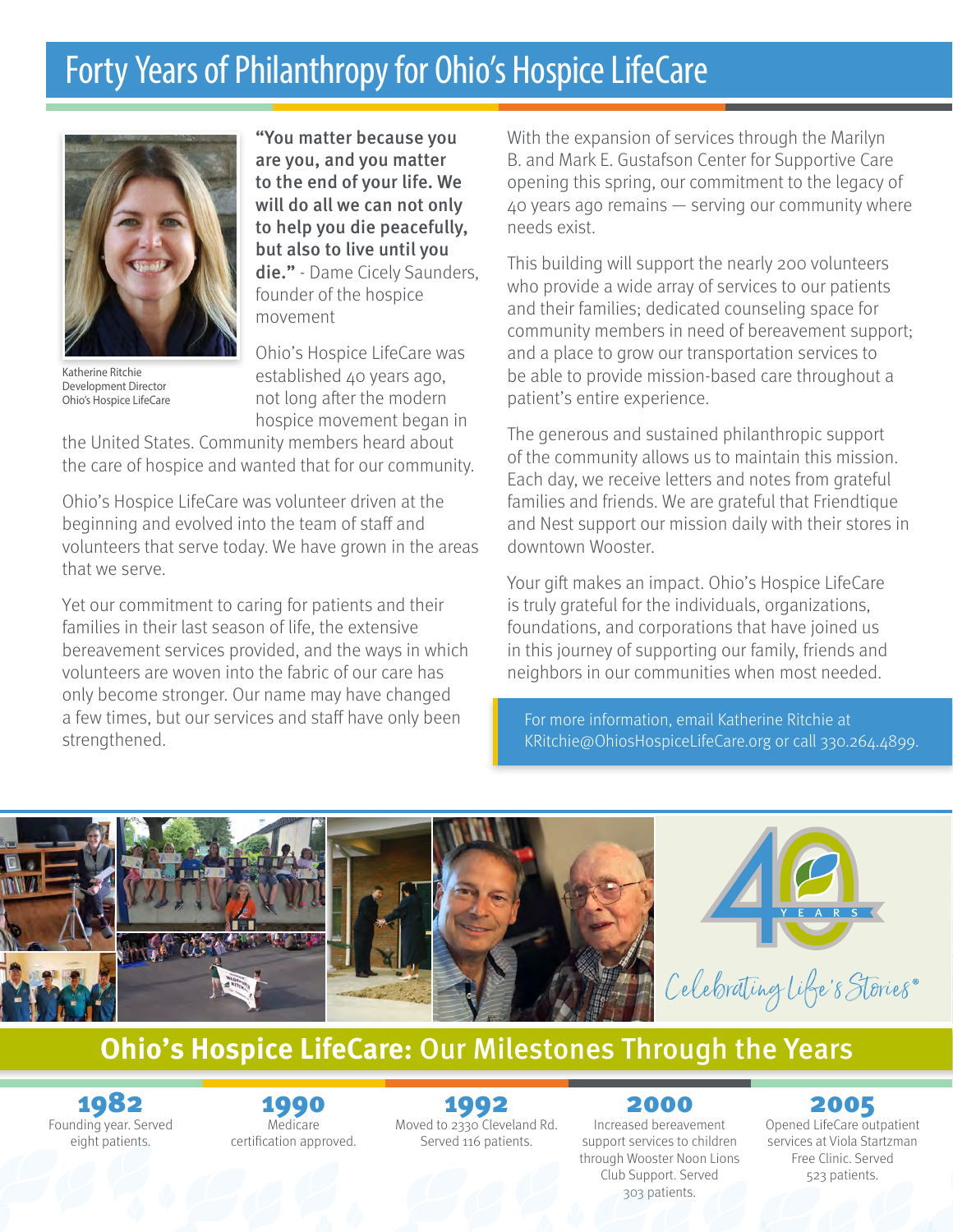# Forty Years of Philanthropy for Ohio's Hospice LifeCare

Katherine Ritchie
Development Director
Ohio's Hospice LifeCare

**"You matter because you are you, and you matter to the end of your life. We will do all we can not only to help you die peacefully, but also to live until you die."** - Dame Cicely Saunders, founder of the hospice movement

Ohio's Hospice LifeCare was established 40 years ago, not long after the modern hospice movement began in the United States. Community members heard about the care of hospice and wanted that for our community.

Ohio's Hospice LifeCare was volunteer driven at the beginning and evolved into the team of staff and volunteers that serve today. We have grown in the areas that we serve.

Yet our commitment to caring for patients and their families in their last season of life, the extensive bereavement services provided, and the ways in which volunteers are woven into the fabric of our care has only become stronger. Our name may have changed a few times, but our services and staff have only been strengthened.

With the expansion of services through the Marilyn B. and Mark E. Gustafson Center for Supportive Care opening this spring, our commitment to the legacy of 40 years ago remains — serving our community where needs exist.

This building will support the nearly 200 volunteers who provide a wide array of services to our patients and their families; dedicated counseling space for community members in need of bereavement support; and a place to grow our transportation services to be able to provide mission-based care throughout a patient's entire experience.

The generous and sustained philanthropic support of the community allows us to maintain this mission. Each day, we receive letters and notes from grateful families and friends. We are grateful that Friendtique and Nest support our mission daily with their stores in downtown Wooster.

Your gift makes an impact. Ohio's Hospice LifeCare is truly grateful for the individuals, organizations, foundations, and corporations that have joined us in this journey of supporting our family, friends and neighbors in our communities when most needed.

For more information, email Katherine Ritchie at KRitchie@OhiosHospiceLifeCare.org or call 330.264.4899.

40 YEARS — *Celebrating Life's Stories®*

## Ohio's Hospice LifeCare: Our Milestones Through the Years

**1982**
Founding year. Served eight patients.

**1990**
Medicare certification approved.

**1992**
Moved to 2330 Cleveland Rd. Served 116 patients.

**2000**
Increased bereavement support services to children through Wooster Noon Lions Club Support. Served 303 patients.

**2005**
Opened LifeCare outpatient services at Viola Startzman Free Clinic. Served 523 patients.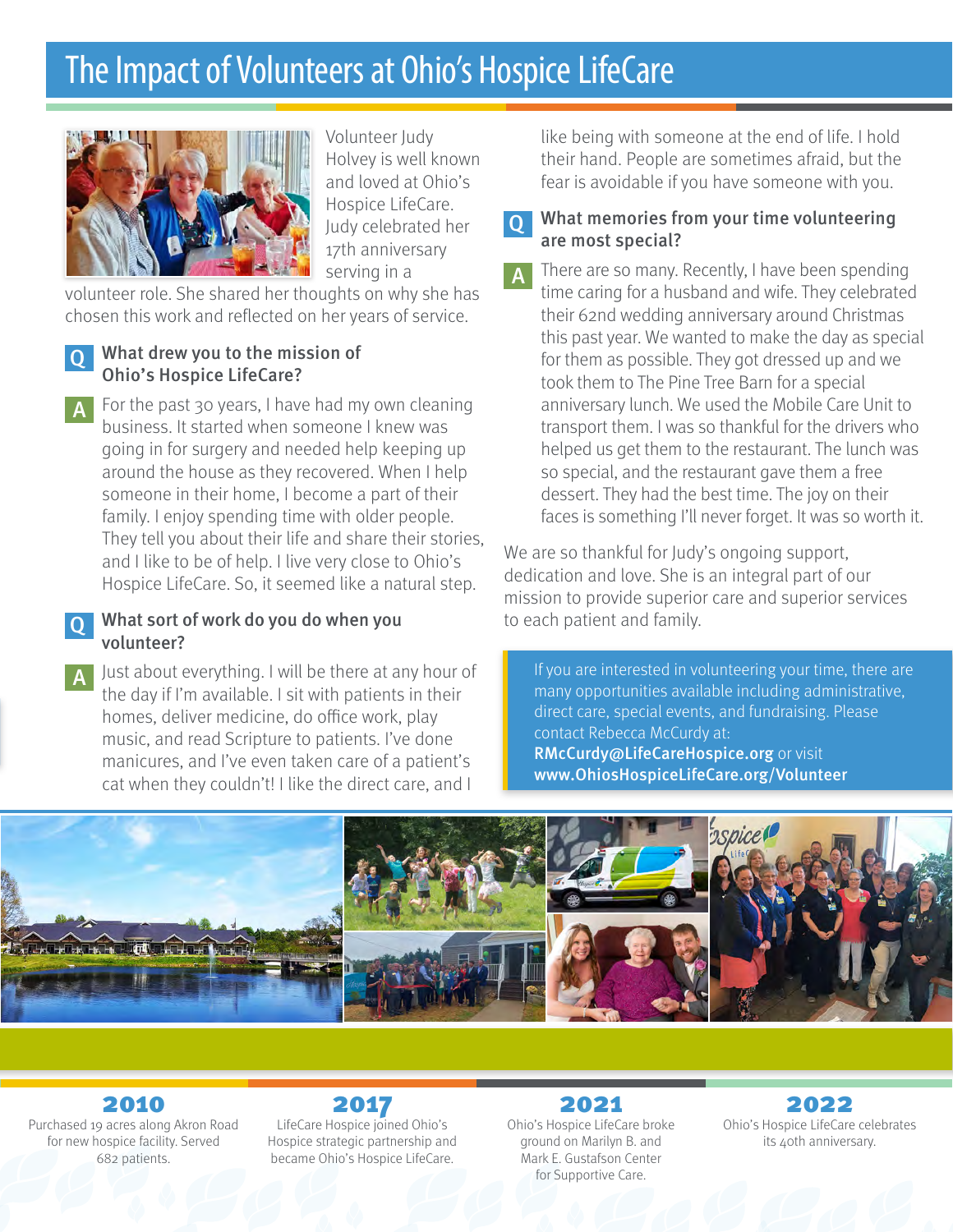# The Impact of Volunteers at Ohio's Hospice LifeCare

Volunteer Judy Holvey is well known and loved at Ohio's Hospice LifeCare. Judy celebrated her 17th anniversary serving in a volunteer role. She shared her thoughts on why she has chosen this work and reflected on her years of service.

**Q What drew you to the mission of Ohio's Hospice LifeCare?**

**A** For the past 30 years, I have had my own cleaning business. It started when someone I knew was going in for surgery and needed help keeping up around the house as they recovered. When I help someone in their home, I become a part of their family. I enjoy spending time with older people. They tell you about their life and share their stories, and I like to be of help. I live very close to Ohio's Hospice LifeCare. So, it seemed like a natural step.

**Q What sort of work do you do when you volunteer?**

**A** Just about everything. I will be there at any hour of the day if I'm available. I sit with patients in their homes, deliver medicine, do office work, play music, and read Scripture to patients. I've done manicures, and I've even taken care of a patient's cat when they couldn't! I like the direct care, and I like being with someone at the end of life. I hold their hand. People are sometimes afraid, but the fear is avoidable if you have someone with you.

**Q What memories from your time volunteering are most special?**

**A** There are so many. Recently, I have been spending time caring for a husband and wife. They celebrated their 62nd wedding anniversary around Christmas this past year. We wanted to make the day as special for them as possible. They got dressed up and we took them to The Pine Tree Barn for a special anniversary lunch. We used the Mobile Care Unit to transport them. I was so thankful for the drivers who helped us get them to the restaurant. The lunch was so special, and the restaurant gave them a free dessert. They had the best time. The joy on their faces is something I'll never forget. It was so worth it.

We are so thankful for Judy's ongoing support, dedication and love. She is an integral part of our mission to provide superior care and superior services to each patient and family.

If you are interested in volunteering your time, there are many opportunities available including administrative, direct care, special events, and fundraising. Please contact Rebecca McCurdy at: **RMcCurdy@LifeCareHospice.org** or visit **www.OhiosHospiceLifeCare.org/Volunteer**

**2010**
Purchased 19 acres along Akron Road for new hospice facility. Served 682 patients.

**2017**
LifeCare Hospice joined Ohio's Hospice strategic partnership and became Ohio's Hospice LifeCare.

**2021**
Ohio's Hospice LifeCare broke ground on Marilyn B. and Mark E. Gustafson Center for Supportive Care.

**2022**
Ohio's Hospice LifeCare celebrates its 40th anniversary.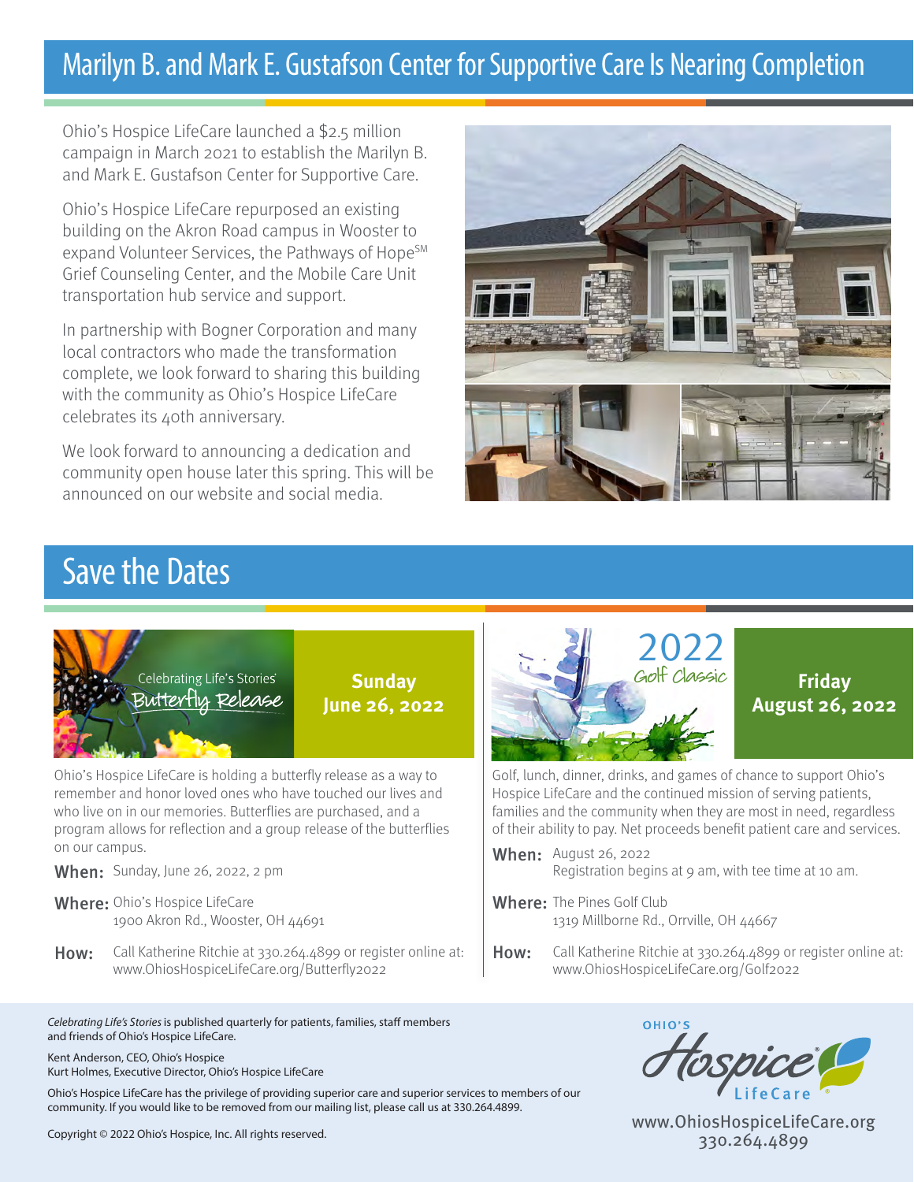## Marilyn B. and Mark E. Gustafson Center for Supportive Care Is Nearing Completion

Ohio's Hospice LifeCare launched a $2.5 million campaign in March 2021 to establish the Marilyn B. and Mark E. Gustafson Center for Supportive Care.

Ohio's Hospice LifeCare repurposed an existing building on the Akron Road campus in Wooster to expand Volunteer Services, the Pathways of Hope[SM] Grief Counseling Center, and the Mobile Care Unit transportation hub service and support.

In partnership with Bogner Corporation and many local contractors who made the transformation complete, we look forward to sharing this building with the community as Ohio's Hospice LifeCare celebrates its 40th anniversary.

We look forward to announcing a dedication and community open house later this spring. This will be announced on our website and social media.

## Save the Dates

### Celebrating Life's Stories Butterfly Release

**Sunday June 26, 2022**

Ohio's Hospice LifeCare is holding a butterfly release as a way to remember and honor loved ones who have touched our lives and who live on in our memories. Butterflies are purchased, and a program allows for reflection and a group release of the butterflies on our campus.

**When:** Sunday, June 26, 2022, 2 pm

**Where:** Ohio's Hospice LifeCare
1900 Akron Rd., Wooster, OH 44691

**How:** Call Katherine Ritchie at 330.264.4899 or register online at: www.OhiosHospiceLifeCare.org/Butterfly2022

### 2022 Golf Classic

**Friday August 26, 2022**

Golf, lunch, dinner, drinks, and games of chance to support Ohio's Hospice LifeCare and the continued mission of serving patients, families and the community when they are most in need, regardless of their ability to pay. Net proceeds benefit patient care and services.

**When:** August 26, 2022
Registration begins at 9 am, with tee time at 10 am.

**Where:** The Pines Golf Club
1319 Millborne Rd., Orrville, OH 44667

**How:** Call Katherine Ritchie at 330.264.4899 or register online at: www.OhiosHospiceLifeCare.org/Golf2022

---

*Celebrating Life's Stories* is published quarterly for patients, families, staff members and friends of Ohio's Hospice LifeCare.

Kent Anderson, CEO, Ohio's Hospice
Kurt Holmes, Executive Director, Ohio's Hospice LifeCare

Ohio's Hospice LifeCare has the privilege of providing superior care and superior services to members of our community. If you would like to be removed from our mailing list, please call us at 330.264.4899.

Copyright © 2022 Ohio's Hospice, Inc. All rights reserved.

OHIO'S Hospice LifeCare

www.OhiosHospiceLifeCare.org
330.264.4899